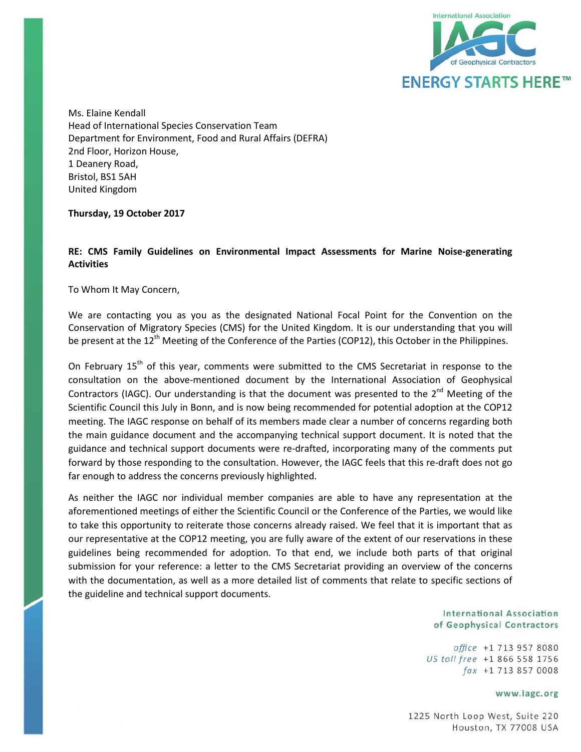Ms. Elaine Kendall  
Head of International Species Conservation Team  
Department for Environment, Food and Rural Affairs (DEFRA)  
2nd Floor, Horizon House,  
1 Deanery Road,  
Bristol, BS1 5AH  
United Kingdom

**Thursday, 19 October 2017**

**RE: CMS Family Guidelines on Environmental Impact Assessments for Marine Noise-generating Activities**

To Whom It May Concern,

We are contacting you as you as the designated National Focal Point for the Convention on the Conservation of Migratory Species (CMS) for the United Kingdom. It is our understanding that you will be present at the 12th Meeting of the Conference of the Parties (COP12), this October in the Philippines.

On February 15th of this year, comments were submitted to the CMS Secretariat in response to the consultation on the above-mentioned document by the International Association of Geophysical Contractors (IAGC). Our understanding is that the document was presented to the 2nd Meeting of the Scientific Council this July in Bonn, and is now being recommended for potential adoption at the COP12 meeting. The IAGC response on behalf of its members made clear a number of concerns regarding both the main guidance document and the accompanying technical support document. It is noted that the guidance and technical support documents were re-drafted, incorporating many of the comments put forward by those responding to the consultation. However, the IAGC feels that this re-draft does not go far enough to address the concerns previously highlighted.

As neither the IAGC nor individual member companies are able to have any representation at the aforementioned meetings of either the Scientific Council or the Conference of the Parties, we would like to take this opportunity to reiterate those concerns already raised. We feel that it is important that as our representative at the COP12 meeting, you are fully aware of the extent of our reservations in these guidelines being recommended for adoption. To that end, we include both parts of that original submission for your reference: a letter to the CMS Secretariat providing an overview of the concerns with the documentation, as well as a more detailed list of comments that relate to specific sections of the guideline and technical support documents.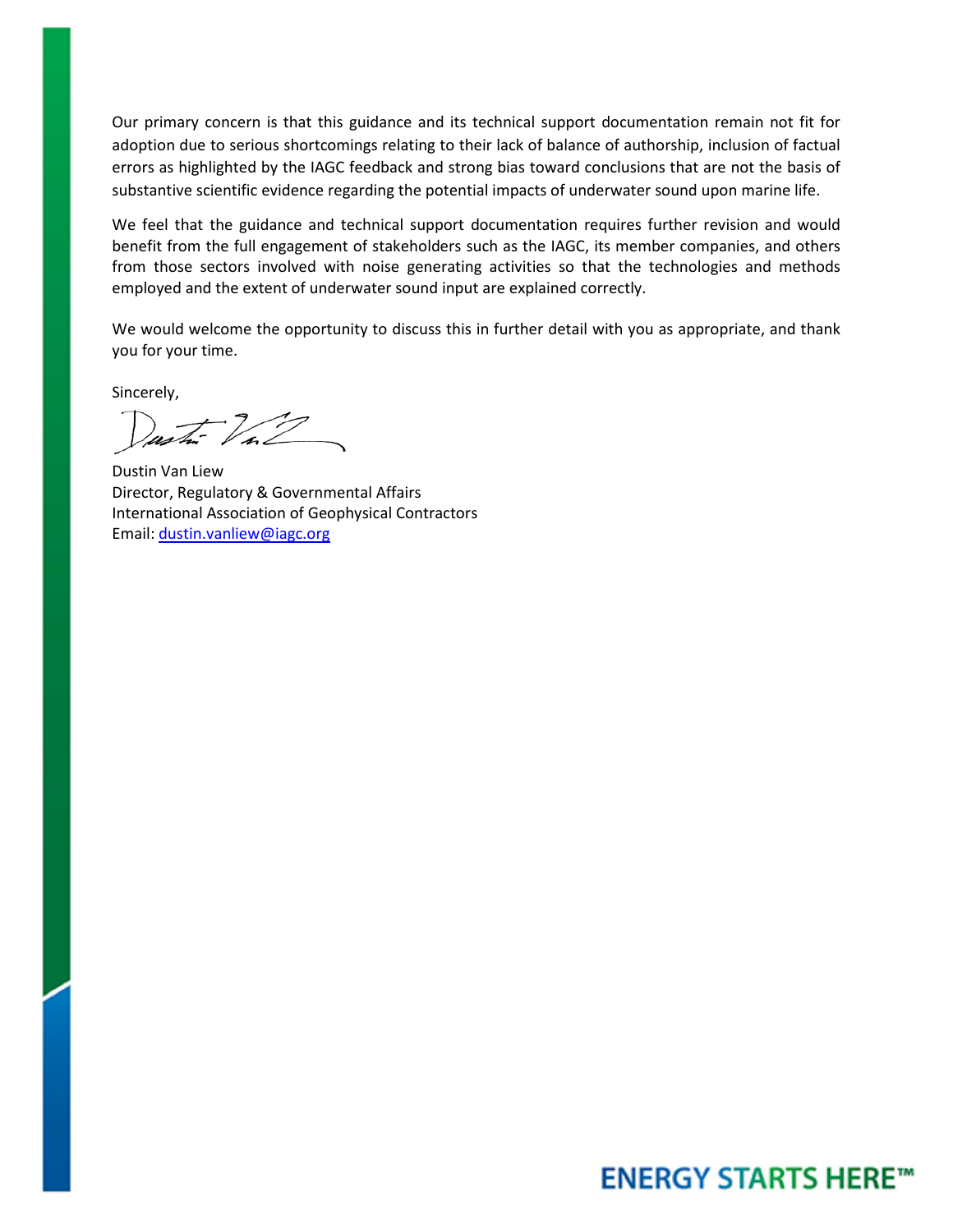Our primary concern is that this guidance and its technical support documentation remain not fit for adoption due to serious shortcomings relating to their lack of balance of authorship, inclusion of factual errors as highlighted by the IAGC feedback and strong bias toward conclusions that are not the basis of substantive scientific evidence regarding the potential impacts of underwater sound upon marine life.

We feel that the guidance and technical support documentation requires further revision and would benefit from the full engagement of stakeholders such as the IAGC, its member companies, and others from those sectors involved with noise generating activities so that the technologies and methods employed and the extent of underwater sound input are explained correctly.

We would welcome the opportunity to discuss this in further detail with you as appropriate, and thank you for your time.

Sincerely,

Dustin Van Liew
Director, Regulatory & Governmental Affairs
International Association of Geophysical Contractors
Email: dustin.vanliew@iagc.org

ENERGY STARTS HERE™